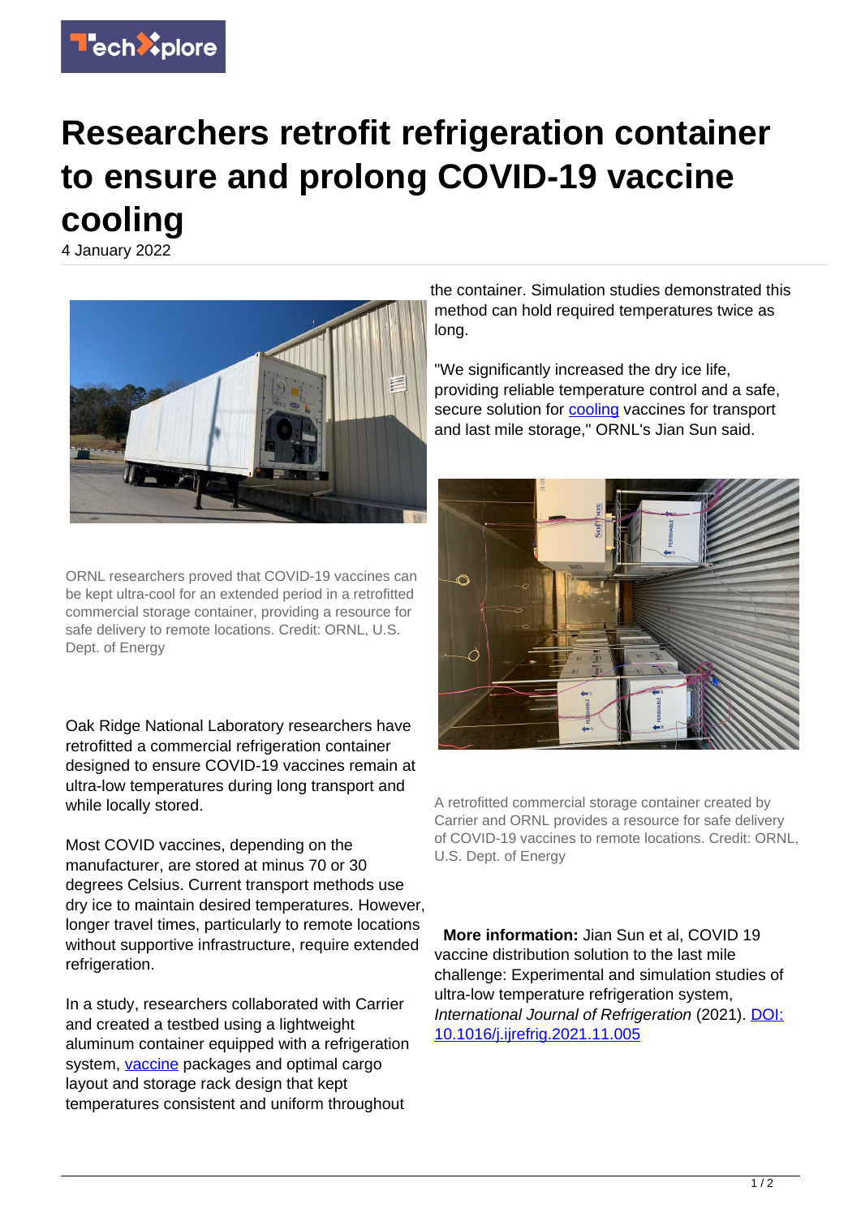# Researchers retrofit refrigeration container to ensure and prolong COVID-19 vaccine cooling

4 January 2022

ORNL researchers proved that COVID-19 vaccines can be kept ultra-cool for an extended period in a retrofitted commercial storage container, providing a resource for safe delivery to remote locations. Credit: ORNL, U.S. Dept. of Energy

Oak Ridge National Laboratory researchers have retrofitted a commercial refrigeration container designed to ensure COVID-19 vaccines remain at ultra-low temperatures during long transport and while locally stored.

Most COVID vaccines, depending on the manufacturer, are stored at minus 70 or 30 degrees Celsius. Current transport methods use dry ice to maintain desired temperatures. However, longer travel times, particularly to remote locations without supportive infrastructure, require extended refrigeration.

In a study, researchers collaborated with Carrier and created a testbed using a lightweight aluminum container equipped with a refrigeration system, vaccine packages and optimal cargo layout and storage rack design that kept temperatures consistent and uniform throughout the container. Simulation studies demonstrated this method can hold required temperatures twice as long.

"We significantly increased the dry ice life, providing reliable temperature control and a safe, secure solution for cooling vaccines for transport and last mile storage," ORNL's Jian Sun said.

A retrofitted commercial storage container created by Carrier and ORNL provides a resource for safe delivery of COVID-19 vaccines to remote locations. Credit: ORNL, U.S. Dept. of Energy

**More information:** Jian Sun et al, COVID 19 vaccine distribution solution to the last mile challenge: Experimental and simulation studies of ultra-low temperature refrigeration system, *International Journal of Refrigeration* (2021). DOI: 10.1016/j.ijrefrig.2021.11.005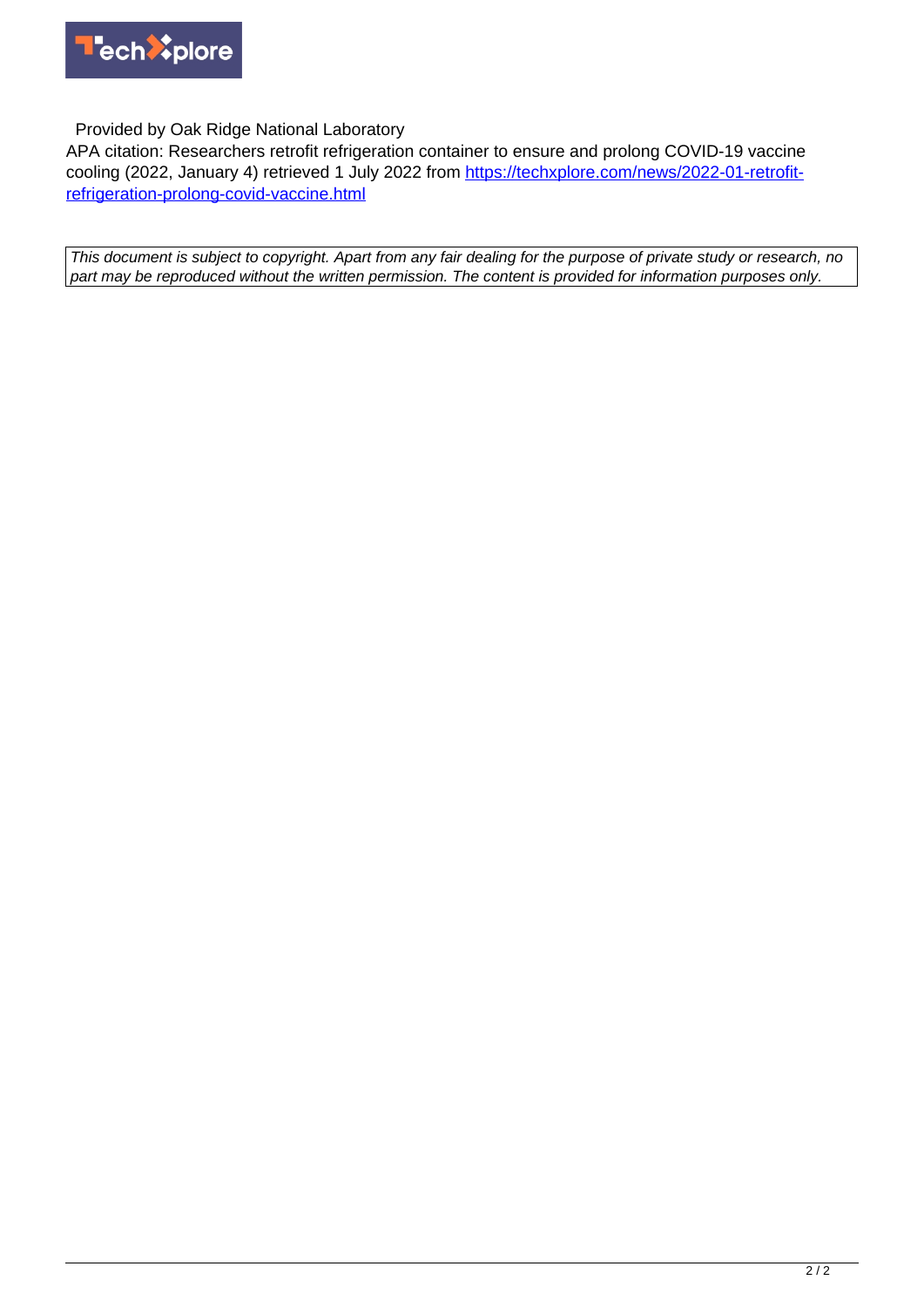Provided by Oak Ridge National Laboratory

APA citation: Researchers retrofit refrigeration container to ensure and prolong COVID-19 vaccine cooling (2022, January 4) retrieved 1 July 2022 from https://techxplore.com/news/2022-01-retrofit-refrigeration-prolong-covid-vaccine.html

*This document is subject to copyright. Apart from any fair dealing for the purpose of private study or research, no part may be reproduced without the written permission. The content is provided for information purposes only.*